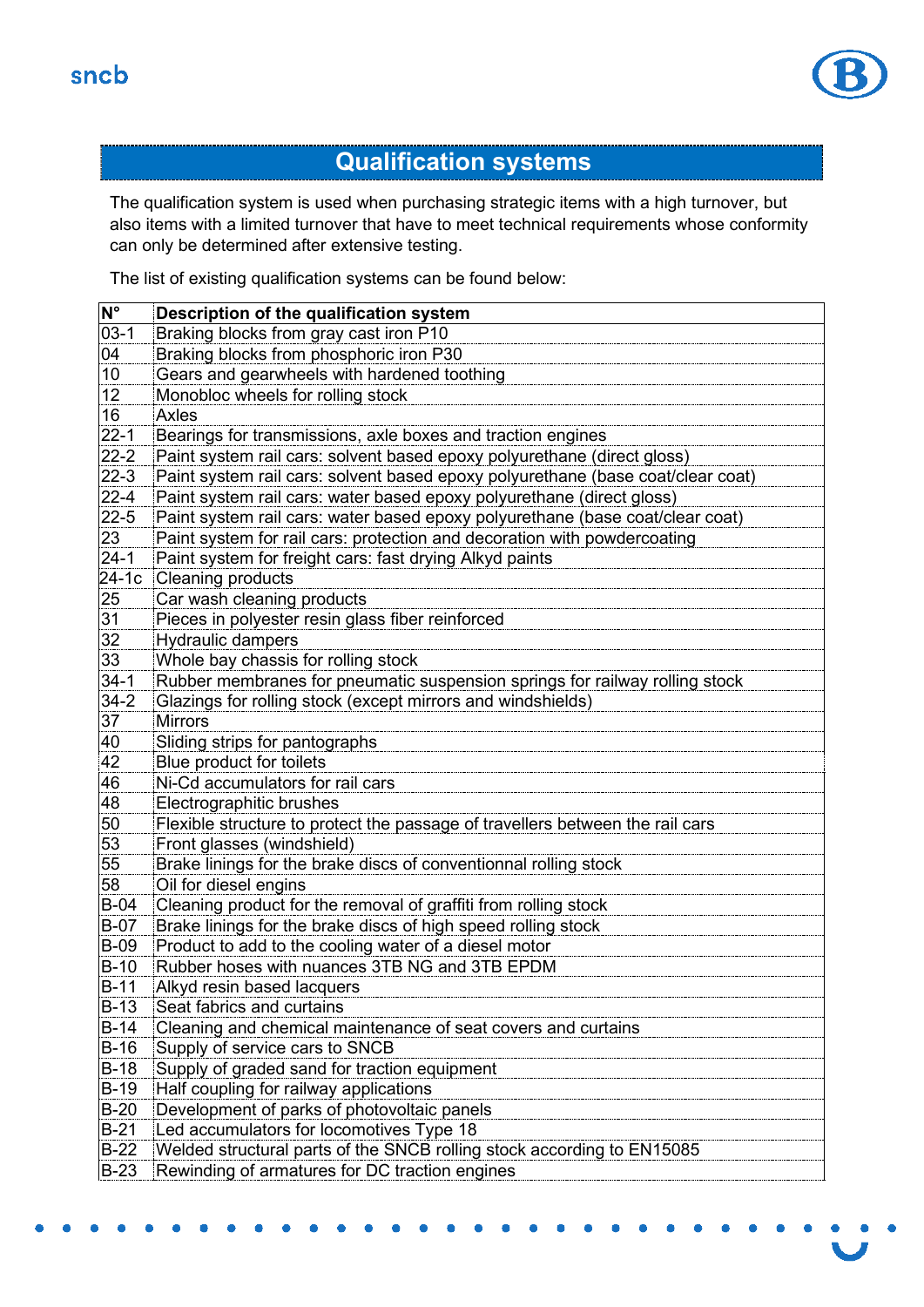# Qualification systems

The qualification system is used when purchasing strategic items with a high turnover, but also items with a limited turnover that have to meet technical requirements whose conformity can only be determined after extensive testing.

The list of existing qualification systems can be found below:

| N° | Description of the qualification system |
|---|---|
| 03-1 | Braking blocks from gray cast iron P10 |
| 04 | Braking blocks from phosphoric iron P30 |
| 10 | Gears and gearwheels with hardened toothing |
| 12 | Monobloc wheels for rolling stock |
| 16 | Axles |
| 22-1 | Bearings for transmissions, axle boxes and traction engines |
| 22-2 | Paint system rail cars: solvent based epoxy polyurethane (direct gloss) |
| 22-3 | Paint system rail cars: solvent based epoxy polyurethane (base coat/clear coat) |
| 22-4 | Paint system rail cars: water based epoxy polyurethane (direct gloss) |
| 22-5 | Paint system rail cars: water based epoxy polyurethane (base coat/clear coat) |
| 23 | Paint system for rail cars: protection and decoration with powdercoating |
| 24-1 | Paint system for freight cars: fast drying Alkyd paints |
| 24-1c | Cleaning products |
| 25 | Car wash cleaning products |
| 31 | Pieces in polyester resin glass fiber reinforced |
| 32 | Hydraulic dampers |
| 33 | Whole bay chassis for rolling stock |
| 34-1 | Rubber membranes for pneumatic suspension springs for railway rolling stock |
| 34-2 | Glazings for rolling stock (except mirrors and windshields) |
| 37 | Mirrors |
| 40 | Sliding strips for pantographs |
| 42 | Blue product for toilets |
| 46 | Ni-Cd accumulators for rail cars |
| 48 | Electrographitic brushes |
| 50 | Flexible structure to protect the passage of travellers between the rail cars |
| 53 | Front glasses (windshield) |
| 55 | Brake linings for the brake discs of conventionnal rolling stock |
| 58 | Oil for diesel engins |
| B-04 | Cleaning product for the removal of graffiti from rolling stock |
| B-07 | Brake linings for the brake discs of high speed rolling stock |
| B-09 | Product to add to the cooling water of a diesel motor |
| B-10 | Rubber hoses with nuances 3TB NG and 3TB EPDM |
| B-11 | Alkyd resin based lacquers |
| B-13 | Seat fabrics and curtains |
| B-14 | Cleaning and chemical maintenance of seat covers and curtains |
| B-16 | Supply of service cars to SNCB |
| B-18 | Supply of graded sand for traction equipment |
| B-19 | Half coupling for railway applications |
| B-20 | Development of parks of photovoltaic panels |
| B-21 | Led accumulators for locomotives Type 18 |
| B-22 | Welded structural parts of the SNCB rolling stock according to EN15085 |
| B-23 | Rewinding of armatures for DC traction engines |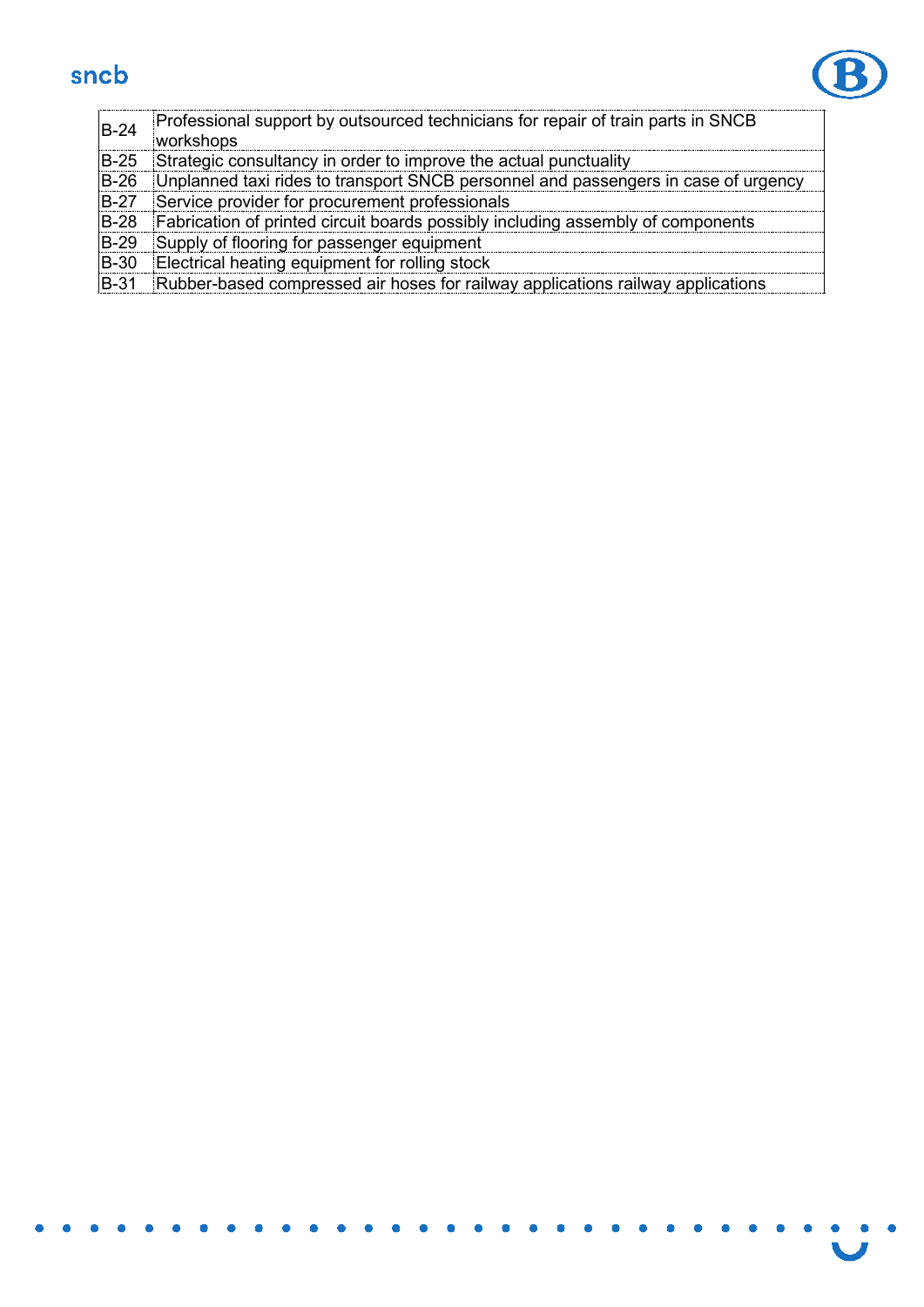| | |
|---|---|
| B-24 | Professional support by outsourced technicians for repair of train parts in SNCB workshops |
| B-25 | Strategic consultancy in order to improve the actual punctuality |
| B-26 | Unplanned taxi rides to transport SNCB personnel and passengers in case of urgency |
| B-27 | Service provider for procurement professionals |
| B-28 | Fabrication of printed circuit boards possibly including assembly of components |
| B-29 | Supply of flooring for passenger equipment |
| B-30 | Electrical heating equipment for rolling stock |
| B-31 | Rubber-based compressed air hoses for railway applications railway applications |